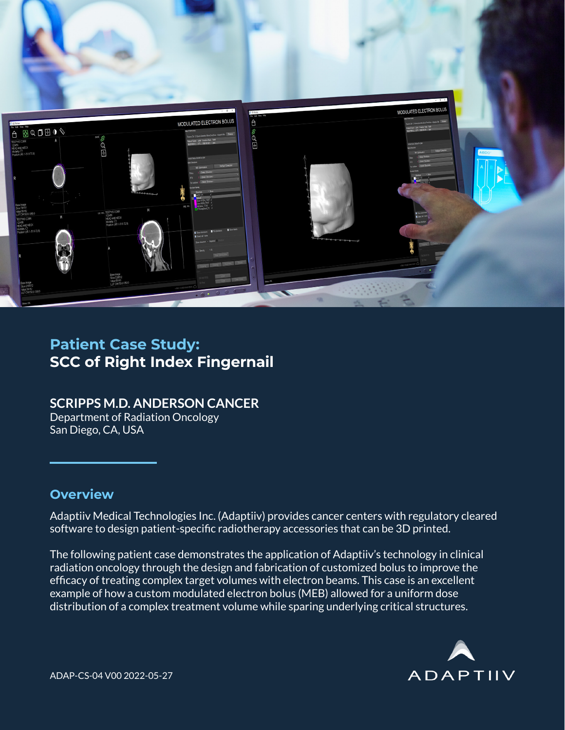## Patient Case Study:
## SCC of Right Index Fingernail

**SCRIPPS M.D. ANDERSON CANCER**
Department of Radiation Oncology
San Diego, CA, USA

## Overview

Adaptiiv Medical Technologies Inc. (Adaptiiv) provides cancer centers with regulatory cleared software to design patient-specific radiotherapy accessories that can be 3D printed.

The following patient case demonstrates the application of Adaptiiv's technology in clinical radiation oncology through the design and fabrication of customized bolus to improve the efficacy of treating complex target volumes with electron beams. This case is an excellent example of how a custom modulated electron bolus (MEB) allowed for a uniform dose distribution of a complex treatment volume while sparing underlying critical structures.

ADAP-CS-04 V00 2022-05-27

ADAPTIIV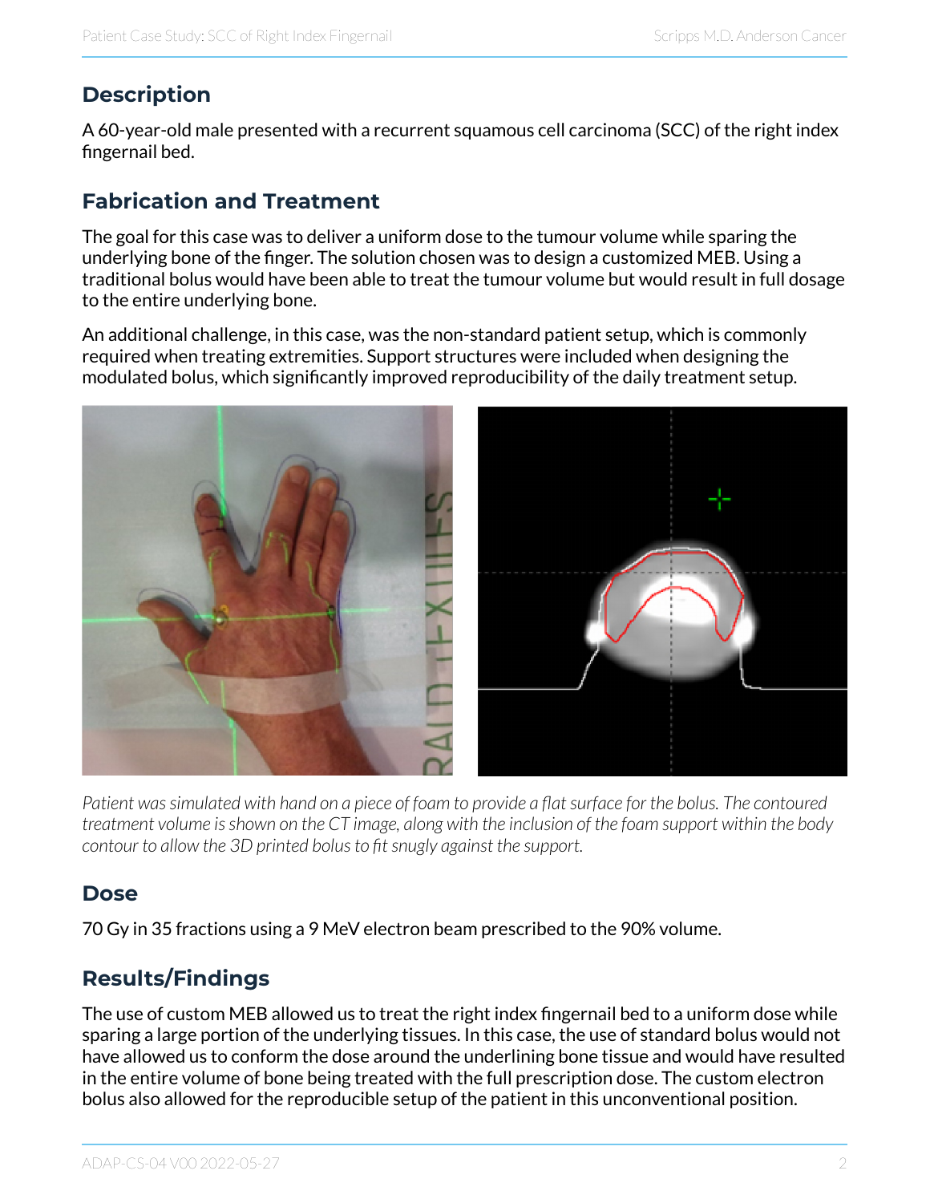## Description

A 60-year-old male presented with a recurrent squamous cell carcinoma (SCC) of the right index fingernail bed.

## Fabrication and Treatment

The goal for this case was to deliver a uniform dose to the tumour volume while sparing the underlying bone of the finger. The solution chosen was to design a customized MEB. Using a traditional bolus would have been able to treat the tumour volume but would result in full dosage to the entire underlying bone.

An additional challenge, in this case, was the non-standard patient setup, which is commonly required when treating extremities. Support structures were included when designing the modulated bolus, which significantly improved reproducibility of the daily treatment setup.

*Patient was simulated with hand on a piece of foam to provide a flat surface for the bolus. The contoured treatment volume is shown on the CT image, along with the inclusion of the foam support within the body contour to allow the 3D printed bolus to fit snugly against the support.*

## Dose

70 Gy in 35 fractions using a 9 MeV electron beam prescribed to the 90% volume.

## Results/Findings

The use of custom MEB allowed us to treat the right index fingernail bed to a uniform dose while sparing a large portion of the underlying tissues. In this case, the use of standard bolus would not have allowed us to conform the dose around the underlining bone tissue and would have resulted in the entire volume of bone being treated with the full prescription dose. The custom electron bolus also allowed for the reproducible setup of the patient in this unconventional position.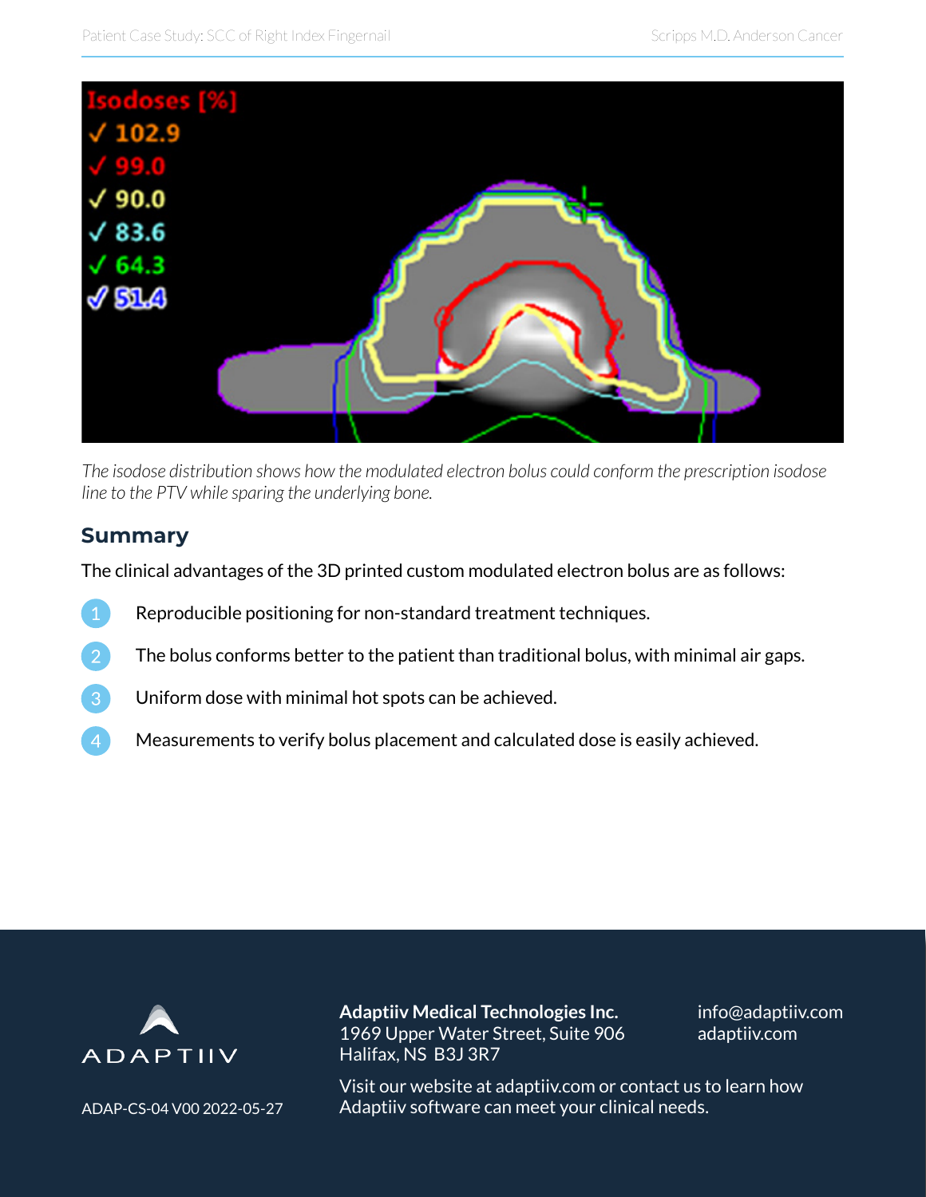Isodoses [%]
✓ 102.9
✓ 99.0
✓ 90.0
✓ 83.6
✓ 64.3
✓ 51.4

*The isodose distribution shows how the modulated electron bolus could conform the prescription isodose line to the PTV while sparing the underlying bone.*

## Summary

The clinical advantages of the 3D printed custom modulated electron bolus are as follows:

1. Reproducible positioning for non-standard treatment techniques.
2. The bolus conforms better to the patient than traditional bolus, with minimal air gaps.
3. Uniform dose with minimal hot spots can be achieved.
4. Measurements to verify bolus placement and calculated dose is easily achieved.

ADAPTIIV

ADAP-CS-04 V00 2022-05-27

**Adaptiiv Medical Technologies Inc.**
1969 Upper Water Street, Suite 906
Halifax, NS B3J 3R7

info@adaptiiv.com
adaptiiv.com

Visit our website at adaptiiv.com or contact us to learn how Adaptiiv software can meet your clinical needs.